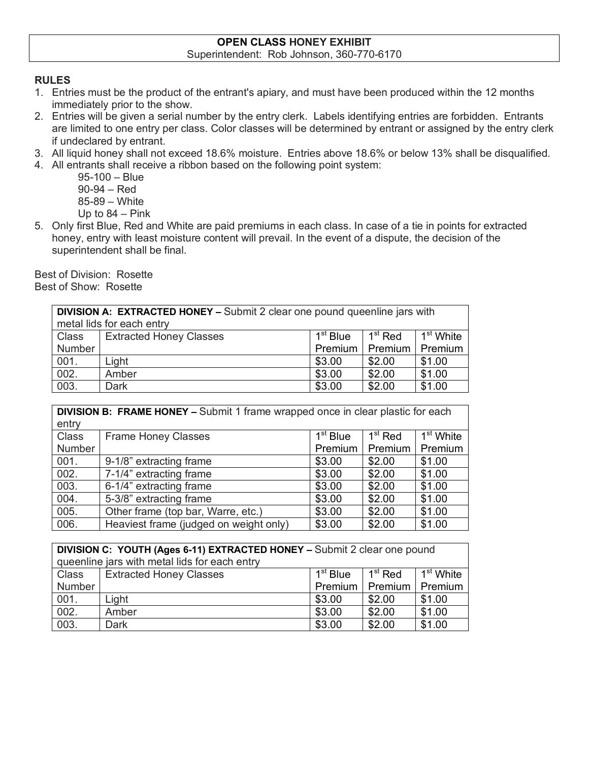# OPEN CLASS HONEY EXHIBIT

Superintendent: Rob Johnson, 360-770-6170

## RULES

1. Entries must be the product of the entrant's apiary, and must have been produced within the 12 months immediately prior to the show.
2. Entries will be given a serial number by the entry clerk. Labels identifying entries are forbidden. Entrants are limited to one entry per class. Color classes will be determined by entrant or assigned by the entry clerk if undeclared by entrant.
3. All liquid honey shall not exceed 18.6% moisture. Entries above 18.6% or below 13% shall be disqualified.
4. All entrants shall receive a ribbon based on the following point system:
   - 95-100 – Blue
   - 90-94 – Red
   - 85-89 – White
   - Up to 84 – Pink
5. Only first Blue, Red and White are paid premiums in each class. In case of a tie in points for extracted honey, entry with least moisture content will prevail. In the event of a dispute, the decision of the superintendent shall be final.

Best of Division: Rosette
Best of Show: Rosette

**DIVISION A: EXTRACTED HONEY –** Submit 2 clear one pound queenline jars with metal lids for each entry

| Class Number | Extracted Honey Classes | 1st Blue Premium | 1st Red Premium | 1st White Premium |
|---|---|---|---|---|
| 001. | Light | $3.00 | $2.00 | $1.00 |
| 002. | Amber | $3.00 | $2.00 | $1.00 |
| 003. | Dark | $3.00 | $2.00 | $1.00 |

**DIVISION B: FRAME HONEY –** Submit 1 frame wrapped once in clear plastic for each entry

| Class Number | Frame Honey Classes | 1st Blue Premium | 1st Red Premium | 1st White Premium |
|---|---|---|---|---|
| 001. | 9-1/8" extracting frame | $3.00 | $2.00 | $1.00 |
| 002. | 7-1/4" extracting frame | $3.00 | $2.00 | $1.00 |
| 003. | 6-1/4" extracting frame | $3.00 | $2.00 | $1.00 |
| 004. | 5-3/8" extracting frame | $3.00 | $2.00 | $1.00 |
| 005. | Other frame (top bar, Warre, etc.) | $3.00 | $2.00 | $1.00 |
| 006. | Heaviest frame (judged on weight only) | $3.00 | $2.00 | $1.00 |

**DIVISION C: YOUTH (Ages 6-11) EXTRACTED HONEY –** Submit 2 clear one pound queenline jars with metal lids for each entry

| Class Number | Extracted Honey Classes | 1st Blue Premium | 1st Red Premium | 1st White Premium |
|---|---|---|---|---|
| 001. | Light | $3.00 | $2.00 | $1.00 |
| 002. | Amber | $3.00 | $2.00 | $1.00 |
| 003. | Dark | $3.00 | $2.00 | $1.00 |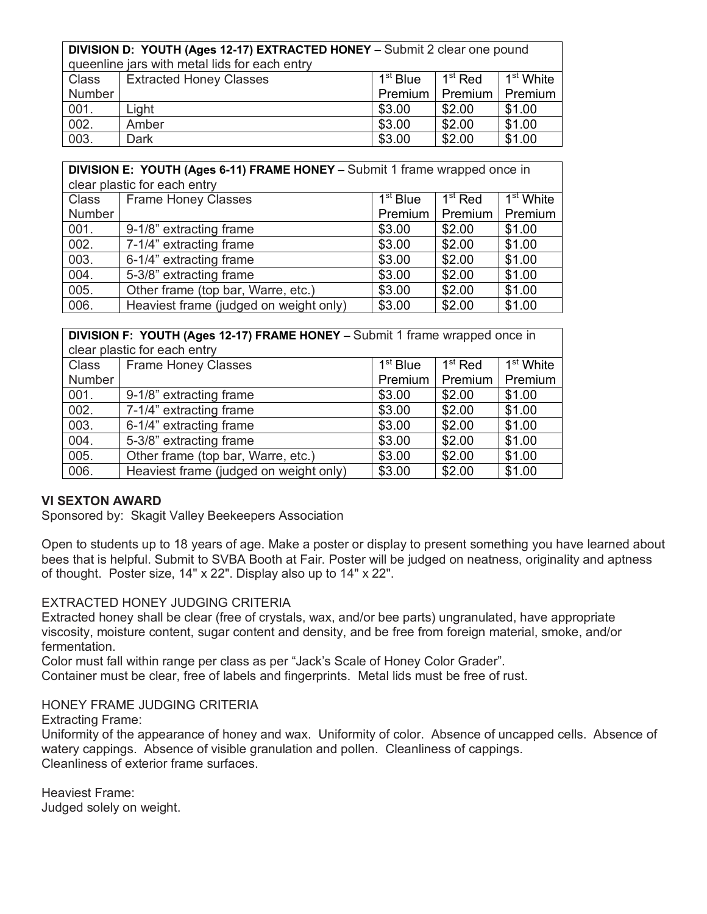| **DIVISION D: YOUTH (Ages 12-17) EXTRACTED HONEY –** Submit 2 clear one pound queenline jars with metal lids for each entry | | | | |
|---|---|---|---|---|
| Class Number | Extracted Honey Classes | 1st Blue Premium | 1st Red Premium | 1st White Premium |
| 001. | Light | $3.00 | $2.00 | $1.00 |
| 002. | Amber | $3.00 | $2.00 | $1.00 |
| 003. | Dark | $3.00 | $2.00 | $1.00 |

| **DIVISION E: YOUTH (Ages 6-11) FRAME HONEY –** Submit 1 frame wrapped once in clear plastic for each entry | | | | |
|---|---|---|---|---|
| Class Number | Frame Honey Classes | 1st Blue Premium | 1st Red Premium | 1st White Premium |
| 001. | 9-1/8" extracting frame | $3.00 | $2.00 | $1.00 |
| 002. | 7-1/4" extracting frame | $3.00 | $2.00 | $1.00 |
| 003. | 6-1/4" extracting frame | $3.00 | $2.00 | $1.00 |
| 004. | 5-3/8" extracting frame | $3.00 | $2.00 | $1.00 |
| 005. | Other frame (top bar, Warre, etc.) | $3.00 | $2.00 | $1.00 |
| 006. | Heaviest frame (judged on weight only) | $3.00 | $2.00 | $1.00 |

| **DIVISION F: YOUTH (Ages 12-17) FRAME HONEY –** Submit 1 frame wrapped once in clear plastic for each entry | | | | |
|---|---|---|---|---|
| Class Number | Frame Honey Classes | 1st Blue Premium | 1st Red Premium | 1st White Premium |
| 001. | 9-1/8" extracting frame | $3.00 | $2.00 | $1.00 |
| 002. | 7-1/4" extracting frame | $3.00 | $2.00 | $1.00 |
| 003. | 6-1/4" extracting frame | $3.00 | $2.00 | $1.00 |
| 004. | 5-3/8" extracting frame | $3.00 | $2.00 | $1.00 |
| 005. | Other frame (top bar, Warre, etc.) | $3.00 | $2.00 | $1.00 |
| 006. | Heaviest frame (judged on weight only) | $3.00 | $2.00 | $1.00 |

**VI SEXTON AWARD**
Sponsored by: Skagit Valley Beekeepers Association

Open to students up to 18 years of age. Make a poster or display to present something you have learned about bees that is helpful. Submit to SVBA Booth at Fair. Poster will be judged on neatness, originality and aptness of thought. Poster size, 14" x 22". Display also up to 14" x 22".

EXTRACTED HONEY JUDGING CRITERIA
Extracted honey shall be clear (free of crystals, wax, and/or bee parts) ungranulated, have appropriate viscosity, moisture content, sugar content and density, and be free from foreign material, smoke, and/or fermentation.
Color must fall within range per class as per "Jack's Scale of Honey Color Grader".
Container must be clear, free of labels and fingerprints. Metal lids must be free of rust.

HONEY FRAME JUDGING CRITERIA
Extracting Frame:
Uniformity of the appearance of honey and wax. Uniformity of color. Absence of uncapped cells. Absence of watery cappings. Absence of visible granulation and pollen. Cleanliness of cappings.
Cleanliness of exterior frame surfaces.

Heaviest Frame:
Judged solely on weight.